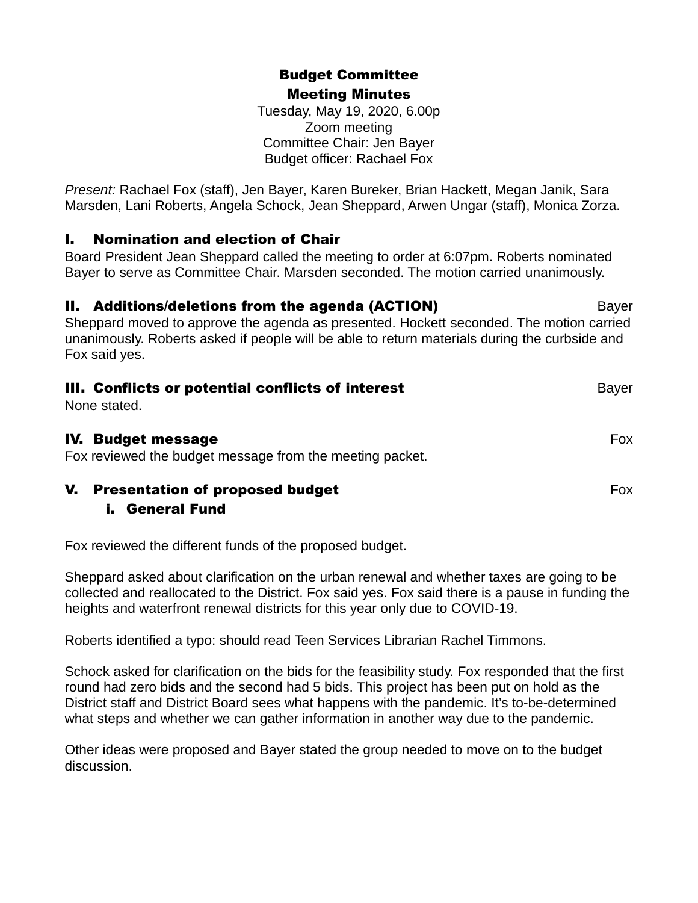# Budget Committee
# Meeting Minutes

Tuesday, May 19, 2020, 6.00p
Zoom meeting
Committee Chair: Jen Bayer
Budget officer: Rachael Fox

*Present:* Rachael Fox (staff), Jen Bayer, Karen Bureker, Brian Hackett, Megan Janik, Sara Marsden, Lani Roberts, Angela Schock, Jean Sheppard, Arwen Ungar (staff), Monica Zorza.

## I. Nomination and election of Chair

Board President Jean Sheppard called the meeting to order at 6:07pm. Roberts nominated Bayer to serve as Committee Chair. Marsden seconded. The motion carried unanimously.

## II. Additions/deletions from the agenda (ACTION) — Bayer

Sheppard moved to approve the agenda as presented. Hockett seconded. The motion carried unanimously. Roberts asked if people will be able to return materials during the curbside and Fox said yes.

## III. Conflicts or potential conflicts of interest — Bayer

None stated.

## IV. Budget message — Fox

Fox reviewed the budget message from the meeting packet.

## V. Presentation of proposed budget — Fox

### i. General Fund

Fox reviewed the different funds of the proposed budget.

Sheppard asked about clarification on the urban renewal and whether taxes are going to be collected and reallocated to the District. Fox said yes. Fox said there is a pause in funding the heights and waterfront renewal districts for this year only due to COVID-19.

Roberts identified a typo: should read Teen Services Librarian Rachel Timmons.

Schock asked for clarification on the bids for the feasibility study. Fox responded that the first round had zero bids and the second had 5 bids. This project has been put on hold as the District staff and District Board sees what happens with the pandemic. It's to-be-determined what steps and whether we can gather information in another way due to the pandemic.

Other ideas were proposed and Bayer stated the group needed to move on to the budget discussion.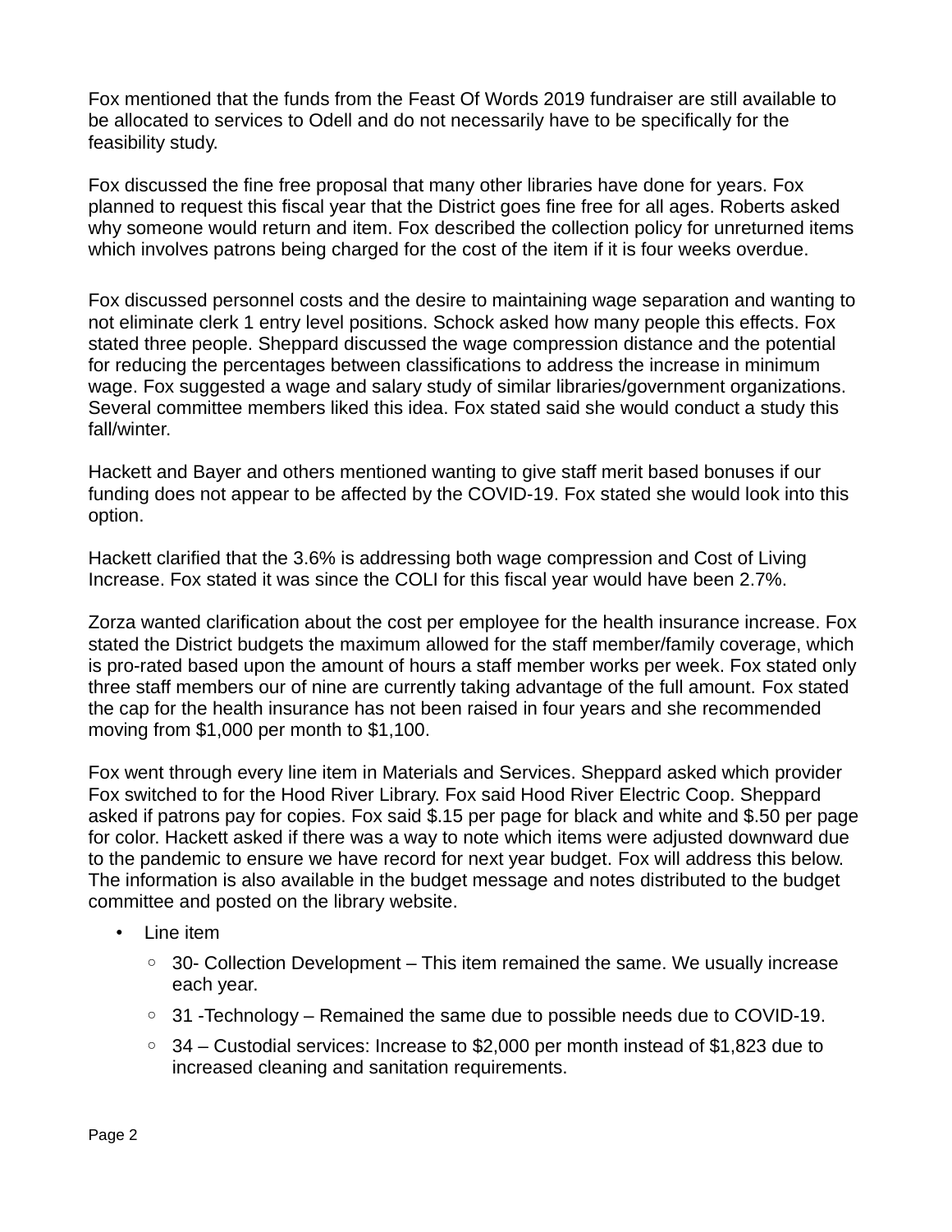Fox mentioned that the funds from the Feast Of Words 2019 fundraiser are still available to be allocated to services to Odell and do not necessarily have to be specifically for the feasibility study.

Fox discussed the fine free proposal that many other libraries have done for years. Fox planned to request this fiscal year that the District goes fine free for all ages. Roberts asked why someone would return and item. Fox described the collection policy for unreturned items which involves patrons being charged for the cost of the item if it is four weeks overdue.

Fox discussed personnel costs and the desire to maintaining wage separation and wanting to not eliminate clerk 1 entry level positions. Schock asked how many people this effects. Fox stated three people. Sheppard discussed the wage compression distance and the potential for reducing the percentages between classifications to address the increase in minimum wage. Fox suggested a wage and salary study of similar libraries/government organizations. Several committee members liked this idea. Fox stated said she would conduct a study this fall/winter.

Hackett and Bayer and others mentioned wanting to give staff merit based bonuses if our funding does not appear to be affected by the COVID-19. Fox stated she would look into this option.

Hackett clarified that the 3.6% is addressing both wage compression and Cost of Living Increase. Fox stated it was since the COLI for this fiscal year would have been 2.7%.

Zorza wanted clarification about the cost per employee for the health insurance increase. Fox stated the District budgets the maximum allowed for the staff member/family coverage, which is pro-rated based upon the amount of hours a staff member works per week. Fox stated only three staff members our of nine are currently taking advantage of the full amount. Fox stated the cap for the health insurance has not been raised in four years and she recommended moving from $1,000 per month to $1,100.

Fox went through every line item in Materials and Services. Sheppard asked which provider Fox switched to for the Hood River Library. Fox said Hood River Electric Coop. Sheppard asked if patrons pay for copies. Fox said $.15 per page for black and white and $.50 per page for color. Hackett asked if there was a way to note which items were adjusted downward due to the pandemic to ensure we have record for next year budget. Fox will address this below. The information is also available in the budget message and notes distributed to the budget committee and posted on the library website.

- Line item
  - 30- Collection Development – This item remained the same. We usually increase each year.
  - 31 -Technology – Remained the same due to possible needs due to COVID-19.
  - 34 – Custodial services: Increase to $2,000 per month instead of $1,823 due to increased cleaning and sanitation requirements.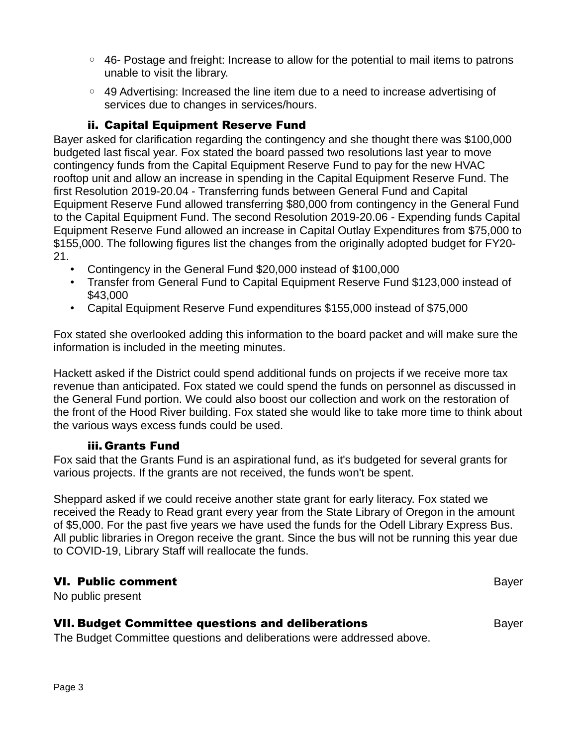- 46- Postage and freight: Increase to allow for the potential to mail items to patrons unable to visit the library.
- 49 Advertising: Increased the line item due to a need to increase advertising of services due to changes in services/hours.

### ii. Capital Equipment Reserve Fund

Bayer asked for clarification regarding the contingency and she thought there was $100,000 budgeted last fiscal year. Fox stated the board passed two resolutions last year to move contingency funds from the Capital Equipment Reserve Fund to pay for the new HVAC rooftop unit and allow an increase in spending in the Capital Equipment Reserve Fund. The first Resolution 2019-20.04 - Transferring funds between General Fund and Capital Equipment Reserve Fund allowed transferring $80,000 from contingency in the General Fund to the Capital Equipment Fund. The second Resolution 2019-20.06 - Expending funds Capital Equipment Reserve Fund allowed an increase in Capital Outlay Expenditures from $75,000 to $155,000. The following figures list the changes from the originally adopted budget for FY20-21.

- Contingency in the General Fund $20,000 instead of $100,000
- Transfer from General Fund to Capital Equipment Reserve Fund $123,000 instead of $43,000
- Capital Equipment Reserve Fund expenditures $155,000 instead of $75,000

Fox stated she overlooked adding this information to the board packet and will make sure the information is included in the meeting minutes.

Hackett asked if the District could spend additional funds on projects if we receive more tax revenue than anticipated. Fox stated we could spend the funds on personnel as discussed in the General Fund portion. We could also boost our collection and work on the restoration of the front of the Hood River building. Fox stated she would like to take more time to think about the various ways excess funds could be used.

### iii. Grants Fund

Fox said that the Grants Fund is an aspirational fund, as it's budgeted for several grants for various projects. If the grants are not received, the funds won't be spent.

Sheppard asked if we could receive another state grant for early literacy. Fox stated we received the Ready to Read grant every year from the State Library of Oregon in the amount of $5,000. For the past five years we have used the funds for the Odell Library Express Bus. All public libraries in Oregon receive the grant. Since the bus will not be running this year due to COVID-19, Library Staff will reallocate the funds.

## VI. Public comment — Bayer

No public present

## VII. Budget Committee questions and deliberations — Bayer

The Budget Committee questions and deliberations were addressed above.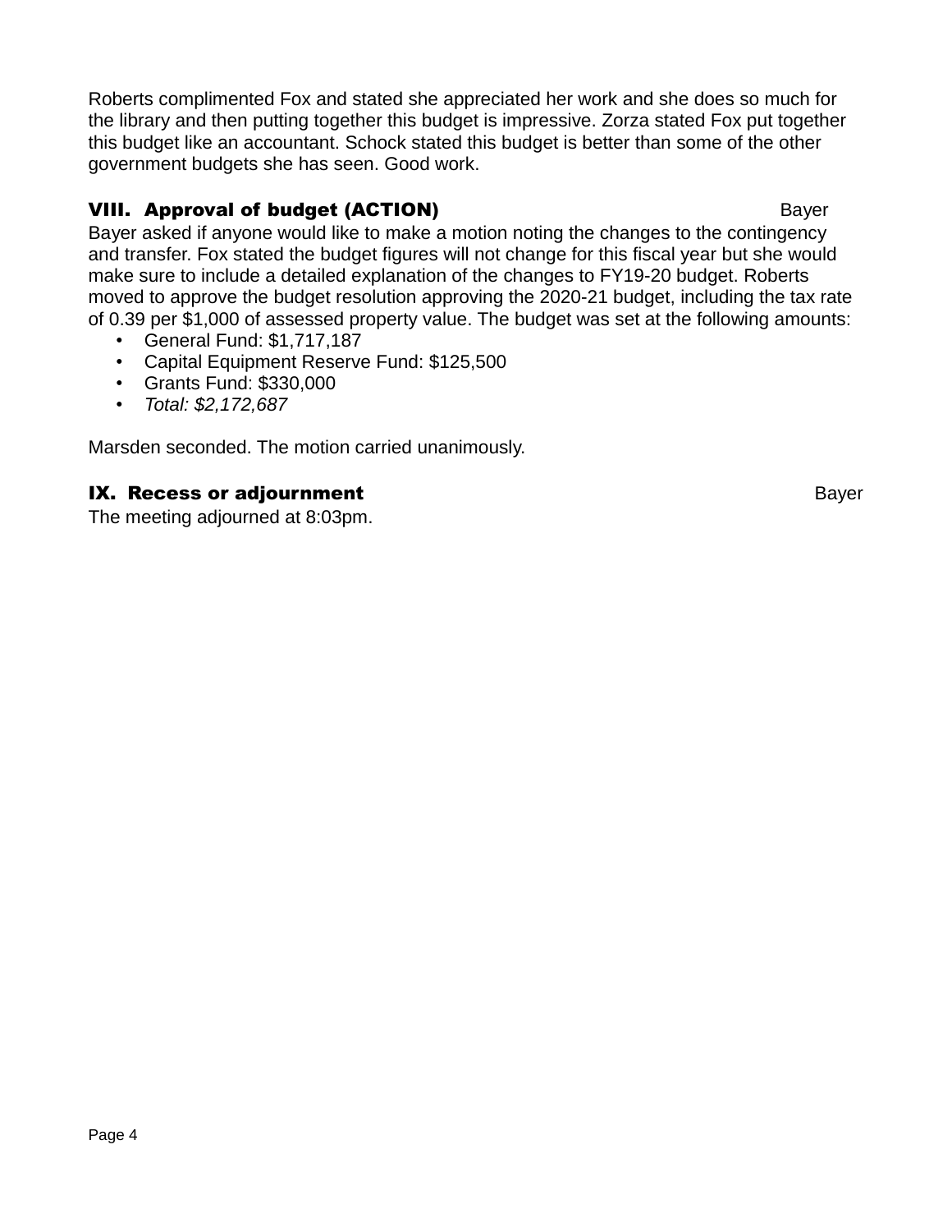Roberts complimented Fox and stated she appreciated her work and she does so much for the library and then putting together this budget is impressive. Zorza stated Fox put together this budget like an accountant. Schock stated this budget is better than some of the other government budgets she has seen. Good work.

## VIII. Approval of budget (ACTION) Bayer

Bayer asked if anyone would like to make a motion noting the changes to the contingency and transfer. Fox stated the budget figures will not change for this fiscal year but she would make sure to include a detailed explanation of the changes to FY19-20 budget. Roberts moved to approve the budget resolution approving the 2020-21 budget, including the tax rate of 0.39 per $1,000 of assessed property value. The budget was set at the following amounts:

- General Fund: $1,717,187
- Capital Equipment Reserve Fund: $125,500
- Grants Fund: $330,000
- *Total: $2,172,687*

Marsden seconded. The motion carried unanimously.

## IX. Recess or adjournment Bayer

The meeting adjourned at 8:03pm.